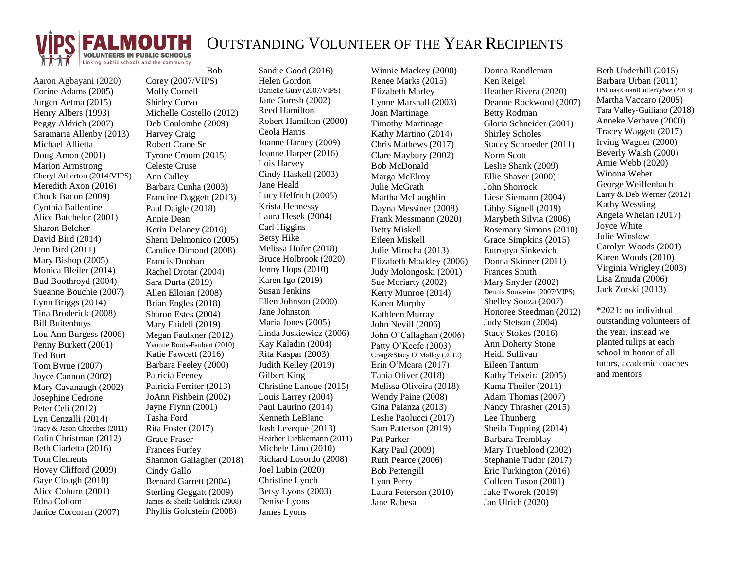VIPS FALMOUTH
VOLUNTEERS IN PUBLIC SCHOOLS
Linking public schools and the community

# Outstanding Volunteer of the Year Recipients

Aaron Agbayani (2020)
Corine Adams (2005)
Jurgen Aetma (2015)
Henry Albers (1993)
Peggy Aldrich (2007)
Saramaria Allenby (2013)
Michael Allietta
Doug Amon (2001)
Marion Armstrong
Cheryl Atherton (2014/VIPS)
Meredith Axon (2016)
Chuck Bacon (2009)
Cynthia Ballentine
Alice Batchelor (2001)
Sharon Belcher
David Bird (2014)
Jenn Bird (2011)
Mary Bishop (2005)
Monica Bleiler (2014)
Bud Boothroyd (2004)
Sueanne Bouchie (2007)
Lynn Briggs (2014)
Tina Broderick (2008)
Bill Buitenhuys
Lou Ann Burgess (2006)
Penny Burkett (2001)
Ted Burt
Tom Byrne (2007)
Joyce Cannon (2002)
Mary Cavanaugh (2002)
Josephine Cedrone
Peter Celi (2012)
Lyn Cenzalli (2014)
Tracy & Jason Chorches (2011)
Colin Christman (2012)
Beth Ciarletta (2016)
Tom Clements
Hovey Clifford (2009)
Gaye Clough (2010)
Alice Coburn (2001)
Edna Collom
Janice Corcoran (2007)

Bob Corey (2007/VIPS)
Molly Cornell
Shirley Corvo
Michelle Costello (2012)
Deb Coulombe (2009)
Harvey Craig
Robert Crane Sr
Tyrone Croom (2015)
Celeste Cruse
Ann Culley
Barbara Cunha (2003)
Francine Daggett (2013)
Paul Daigle (2018)
Annie Dean
Kerin Delaney (2016)
Sherri Delmonico (2005)
Candice Dimond (2008)
Francis Doohan
Rachel Drotar (2004)
Sara Durta (2019)
Allen Elloian (2008)
Brian Engles (2018)
Sharon Estes (2004)
Mary Faidell (2019)
Megan Faulkner (2012)
Yvonne Boots-Faubert (2010)
Katie Fawcett (2016)
Barbara Feeley (2000)
Patricia Feeney
Patricia Ferriter (2013)
JoAnn Fishbein (2002)
Jayne Flynn (2001)
Tasha Ford
Rita Foster (2017)
Grace Fraser
Frances Furfey
Shannon Gallagher (2018)
Cindy Gallo
Bernard Garrett (2004)
Sterling Geggatt (2009)
James & Sheila Goldrick (2008)
Phyllis Goldstein (2008)

Sandie Good (2016)
Helen Gordon
Danielle Guay (2007/VIPS)
Jane Guresh (2002)
Reed Hamilton
Robert Hamilton (2000)
Ceola Harris
Joanne Harney (2009)
Jeanne Harper (2016)
Lois Harvey
Cindy Haskell (2003)
Jane Heald
Lucy Helfrich (2005)
Krista Hennessy
Laura Hesek (2004)
Carl Higgins
Betsy Hike
Melissa Hofer (2018)
Bruce Holbrook (2020)
Jenny Hops (2010)
Karen Igo (2019)
Susan Jenkins
Ellen Johnson (2000)
Jane Johnston
Maria Jones (2005)
Linda Juskiewicz (2006)
Kay Kaladin (2004)
Rita Kaspar (2003)
Judith Kelley (2019)
Gilbert King
Christine Lanoue (2015)
Louis Larrey (2004)
Paul Laurino (2014)
Kenneth LeBlanc
Josh Leveque (2013)
Heather Liebkemann (2011)
Michele Lino (2010)
Richard Losordo (2008)
Joel Lubin (2020)
Christine Lynch
Betsy Lyons (2003)
Denise Lyons
James Lyons

Winnie Mackey (2000)
Renee Marks (2015)
Elizabeth Marley
Lynne Marshall (2003)
Joan Martinage
Timothy Martinage
Kathy Martino (2014)
Chris Mathews (2017)
Clare Maybury (2002)
Bob McDonald
Marga McElroy
Julie McGrath
Martha McLaughlin
Dayna Messiner (2008)
Frank Messmann (2020)
Betty Miskell
Eileen Miskell
Julie Mirocha (2013)
Elizabeth Moakley (2006)
Judy Molongoski (2001)
Sue Moriarty (2002)
Kerry Munroe (2014)
Karen Murphy
Kathleen Murray
John Nevill (2006)
John O'Callaghan (2006)
Patty O'Keefe (2003)
Craig&Stacy O'Malley (2012)
Erin O'Meara (2017)
Tania Oliver (2018)
Melissa Oliveira (2018)
Wendy Paine (2008)
Gina Palanza (2013)
Leslie Paolucci (2017)
Sam Patterson (2019)
Pat Parker
Katy Paul (2009)
Ruth Pearce (2006)
Bob Pettengill
Lynn Perry
Laura Peterson (2010)
Jane Rabesa

Donna Randleman
Ken Reigel
Heather Rivera (2020)
Deanne Rockwood (2007)
Betty Rodman
Gloria Schneider (2001)
Shirley Scholes
Stacey Schroeder (2011)
Norm Scott
Leslie Shank (2009)
Ellie Shaver (2000)
John Shorrock
Liese Siemann (2004)
Libby Signell (2019)
Marybeth Silvia (2006)
Rosemary Simons (2010)
Grace Simpkins (2015)
Eutropya Sinkevich
Donna Skinner (2011)
Frances Smith
Mary Snyder (2002)
Dennis Souweine (2007/VIPS)
Shelley Souza (2007)
Honoree Steedman (2012)
Judy Stetson (2004)
Stacy Stokes (2016)
Ann Doherty Stone
Heidi Sullivan
Eileen Tantum
Kathy Teixeira (2005)
Kama Theiler (2011)
Adam Thomas (2007)
Nancy Thrasher (2015)
Lee Thunberg
Sheila Topping (2014)
Barbara Tremblay
Mary Trueblood (2002)
Stephanie Tudor (2017)
Eric Turkington (2016)
Colleen Tuson (2001)
Jake Tworek (2019)
Jan Ulrich (2020)

Beth Underhill (2015)
Barbara Urban (2011)
USCoastGuardCutter*Tybee* (2013)
Martha Vaccaro (2005)
Tara Valley-Guiliano (2018)
Anneke Verhave (2000)
Tracey Waggett (2017)
Irving Wagner (2000)
Beverly Walsh (2000)
Amie Webb (2020)
Winona Weber
George Weiffenbach
Larry & Deb Werner (2012)
Kathy Wessling
Angela Whelan (2017)
Joyce White
Julie Winslow
Carolyn Woods (2001)
Karen Woods (2010)
Virginia Wrigley (2003)
Lisa Zmuda (2006)
Jack Zorski (2013)

*2021: no individual outstanding volunteers of the year, instead we planted tulips at each school in honor of all tutors, academic coaches and mentors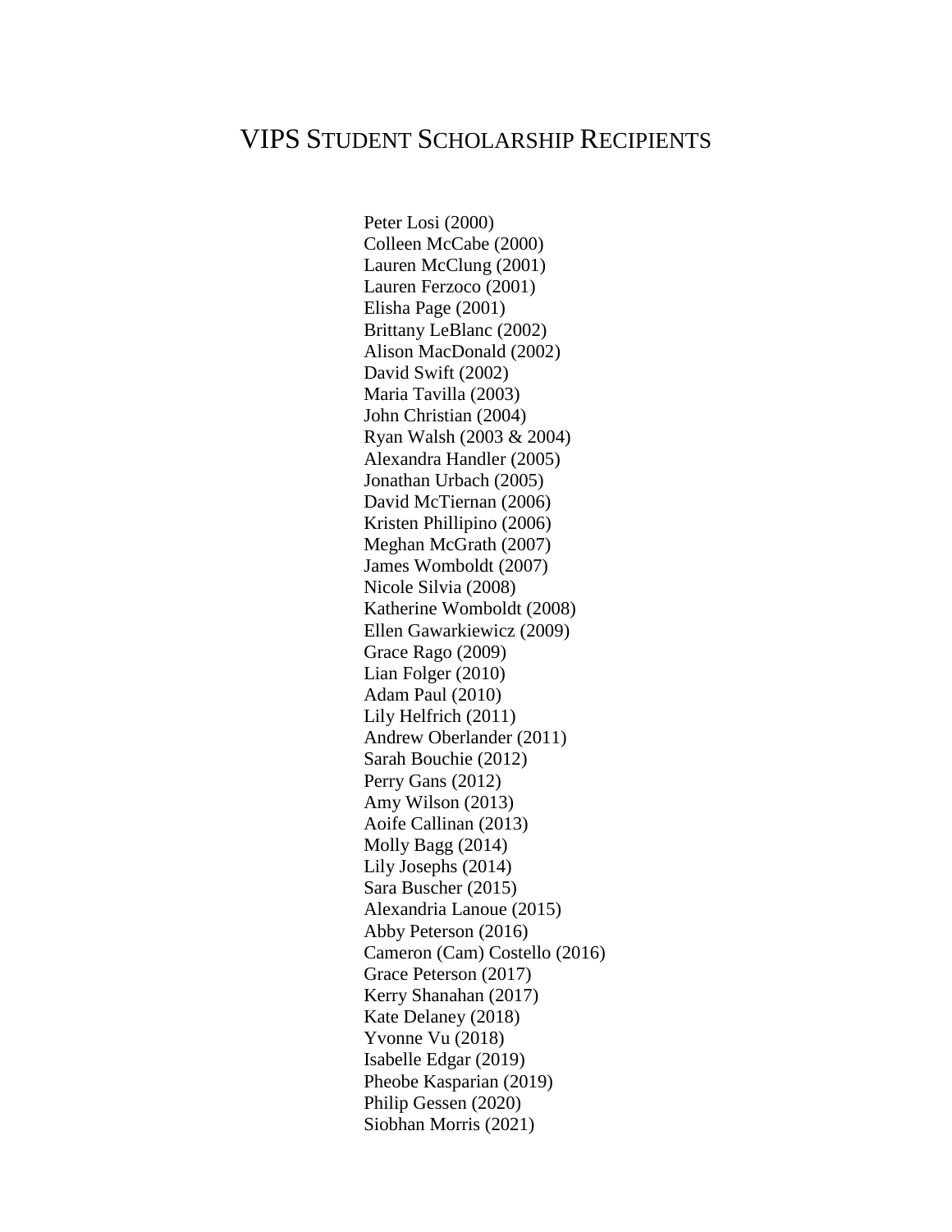# VIPS Student Scholarship Recipients

Peter Losi (2000)
Colleen McCabe (2000)
Lauren McClung (2001)
Lauren Ferzoco (2001)
Elisha Page (2001)
Brittany LeBlanc (2002)
Alison MacDonald (2002)
David Swift (2002)
Maria Tavilla (2003)
John Christian (2004)
Ryan Walsh (2003 & 2004)
Alexandra Handler (2005)
Jonathan Urbach (2005)
David McTiernan (2006)
Kristen Phillipino (2006)
Meghan McGrath (2007)
James Womboldt (2007)
Nicole Silvia (2008)
Katherine Womboldt (2008)
Ellen Gawarkiewicz (2009)
Grace Rago (2009)
Lian Folger (2010)
Adam Paul (2010)
Lily Helfrich (2011)
Andrew Oberlander (2011)
Sarah Bouchie (2012)
Perry Gans (2012)
Amy Wilson (2013)
Aoife Callinan (2013)
Molly Bagg (2014)
Lily Josephs (2014)
Sara Buscher (2015)
Alexandria Lanoue (2015)
Abby Peterson (2016)
Cameron (Cam) Costello (2016)
Grace Peterson (2017)
Kerry Shanahan (2017)
Kate Delaney (2018)
Yvonne Vu (2018)
Isabelle Edgar (2019)
Pheobe Kasparian (2019)
Philip Gessen (2020)
Siobhan Morris (2021)